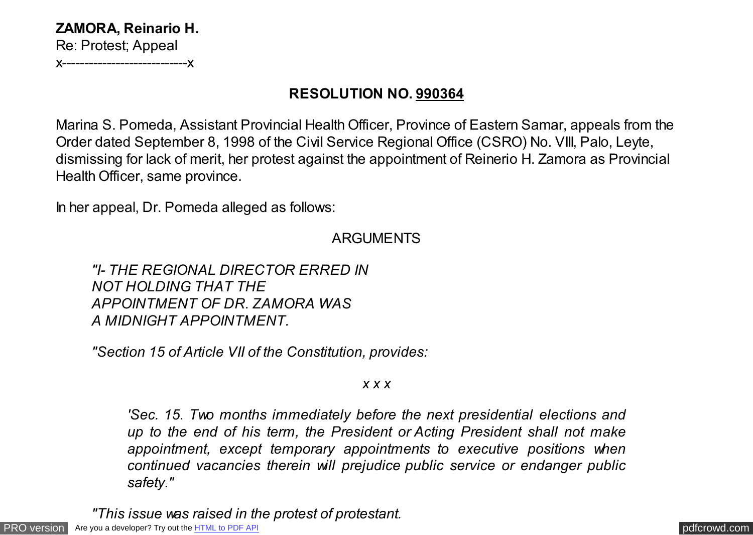**ZAMORA, Reinario H.**
Re: Protest; Appeal
x---------------------------x

**RESOLUTION NO. 990364**

Marina S. Pomeda, Assistant Provincial Health Officer, Province of Eastern Samar, appeals from the Order dated September 8, 1998 of the Civil Service Regional Office (CSRO) No. VIII, Palo, Leyte, dismissing for lack of merit, her protest against the appointment of Reinerio H. Zamora as Provincial Health Officer, same province.

In her appeal, Dr. Pomeda alleged as follows:

ARGUMENTS

> *"I- THE REGIONAL DIRECTOR ERRED IN NOT HOLDING THAT THE APPOINTMENT OF DR. ZAMORA WAS A MIDNIGHT APPOINTMENT.*
>
> *"Section 15 of Article VII of the Constitution, provides:*
>
> *x x x*
>
> > *'Sec. 15. Two months immediately before the next presidential elections and up to the end of his term, the President or Acting President shall not make appointment, except temporary appointments to executive positions when continued vacancies therein will prejudice public service or endanger public safety."*
>
> *"This issue was raised in the protest of protestant.*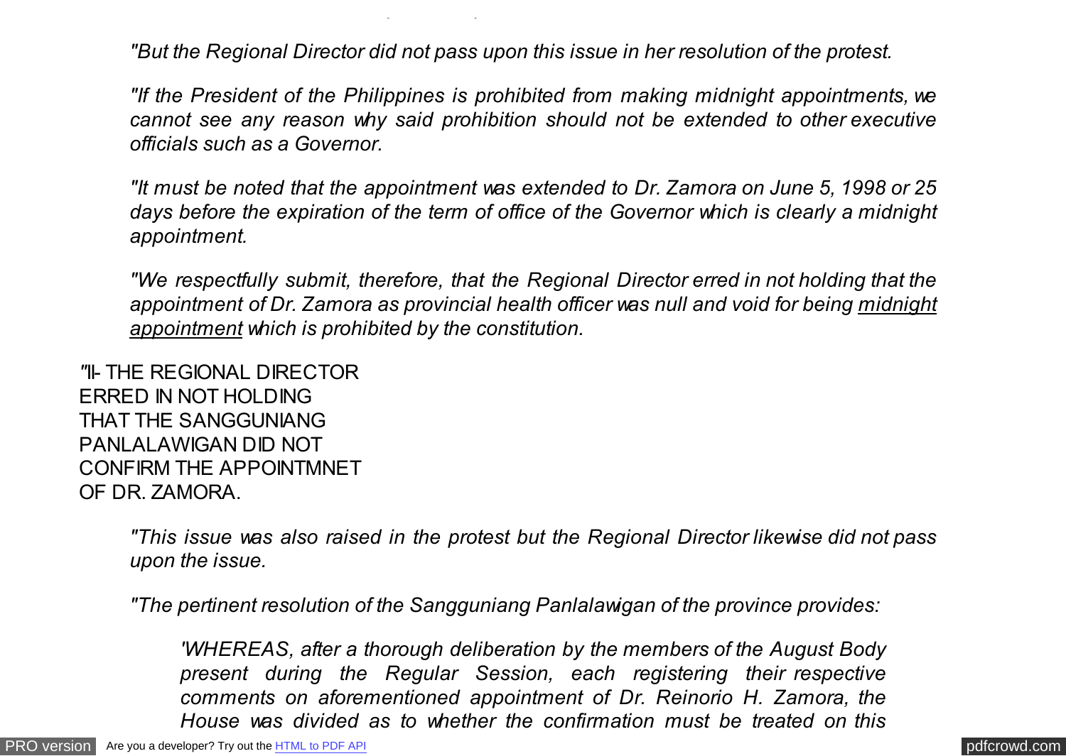*"But the Regional Director did not pass upon this issue in her resolution of the protest.*

*"If the President of the Philippines is prohibited from making midnight appointments, we cannot see any reason why said prohibition should not be extended to other executive officials such as a Governor.*

*"It must be noted that the appointment was extended to Dr. Zamora on June 5, 1998 or 25 days before the expiration of the term of office of the Governor which is clearly a midnight appointment.*

*"We respectfully submit, therefore, that the Regional Director erred in not holding that the appointment of Dr. Zamora as provincial health officer was null and void for being <u>midnight appointment</u> which is prohibited by the constitution.*

"II- THE REGIONAL DIRECTOR ERRED IN NOT HOLDING THAT THE SANGGUNIANG PANLALAWIGAN DID NOT CONFIRM THE APPOINTMNET OF DR. ZAMORA.

*"This issue was also raised in the protest but the Regional Director likewise did not pass upon the issue.*

*"The pertinent resolution of the Sangguniang Panlalawigan of the province provides:*

> *'WHEREAS, after a thorough deliberation by the members of the August Body present during the Regular Session, each registering their respective comments on aforementioned appointment of Dr. Reinorio H. Zamora, the House was divided as to whether the confirmation must be treated on this*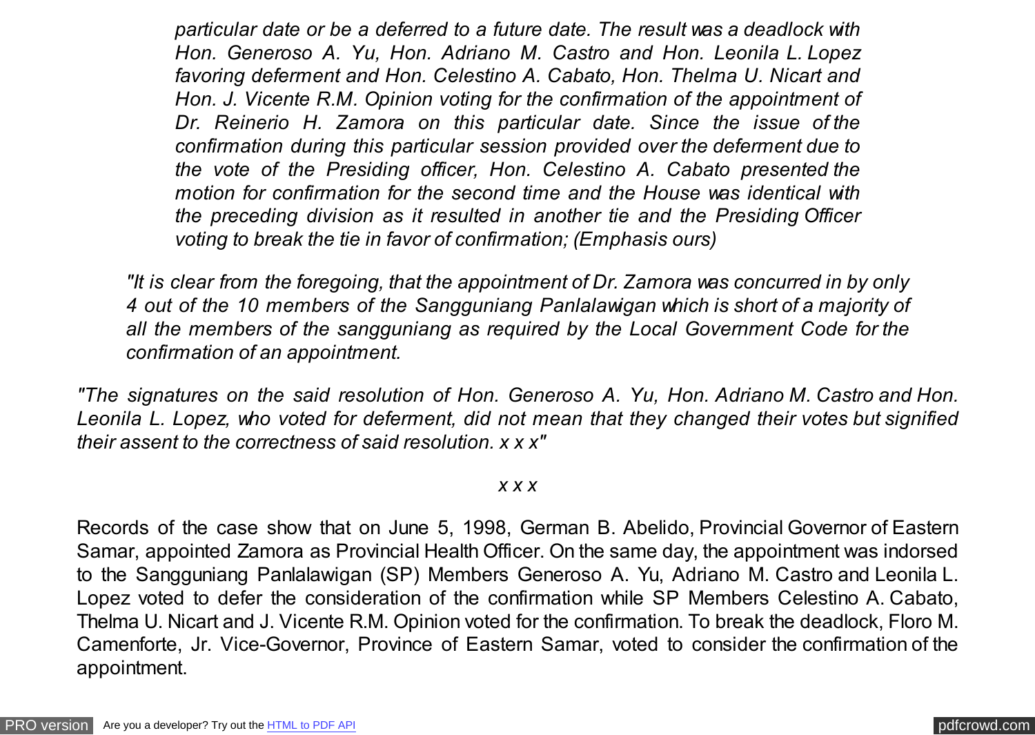*particular date or be a deferred to a future date. The result was a deadlock with Hon. Generoso A. Yu, Hon. Adriano M. Castro and Hon. Leonila L. Lopez favoring deferment and Hon. Celestino A. Cabato, Hon. Thelma U. Nicart and Hon. J. Vicente R.M. Opinion voting for the confirmation of the appointment of Dr. Reinerio H. Zamora on this particular date. Since the issue of the confirmation during this particular session provided over the deferment due to the vote of the Presiding officer, Hon. Celestino A. Cabato presented the motion for confirmation for the second time and the House was identical with the preceding division as it resulted in another tie and the Presiding Officer voting to break the tie in favor of confirmation; (Emphasis ours)*

*"It is clear from the foregoing, that the appointment of Dr. Zamora was concurred in by only 4 out of the 10 members of the Sangguniang Panlalawigan which is short of a majority of all the members of the sangguniang as required by the Local Government Code for the confirmation of an appointment.*

*"The signatures on the said resolution of Hon. Generoso A. Yu, Hon. Adriano M. Castro and Hon. Leonila L. Lopez, who voted for deferment, did not mean that they changed their votes but signified their assent to the correctness of said resolution. x x x"*

*x x x*

Records of the case show that on June 5, 1998, German B. Abelido, Provincial Governor of Eastern Samar, appointed Zamora as Provincial Health Officer. On the same day, the appointment was indorsed to the Sangguniang Panlalawigan (SP) Members Generoso A. Yu, Adriano M. Castro and Leonila L. Lopez voted to defer the consideration of the confirmation while SP Members Celestino A. Cabato, Thelma U. Nicart and J. Vicente R.M. Opinion voted for the confirmation. To break the deadlock, Floro M. Camenforte, Jr. Vice-Governor, Province of Eastern Samar, voted to consider the confirmation of the appointment.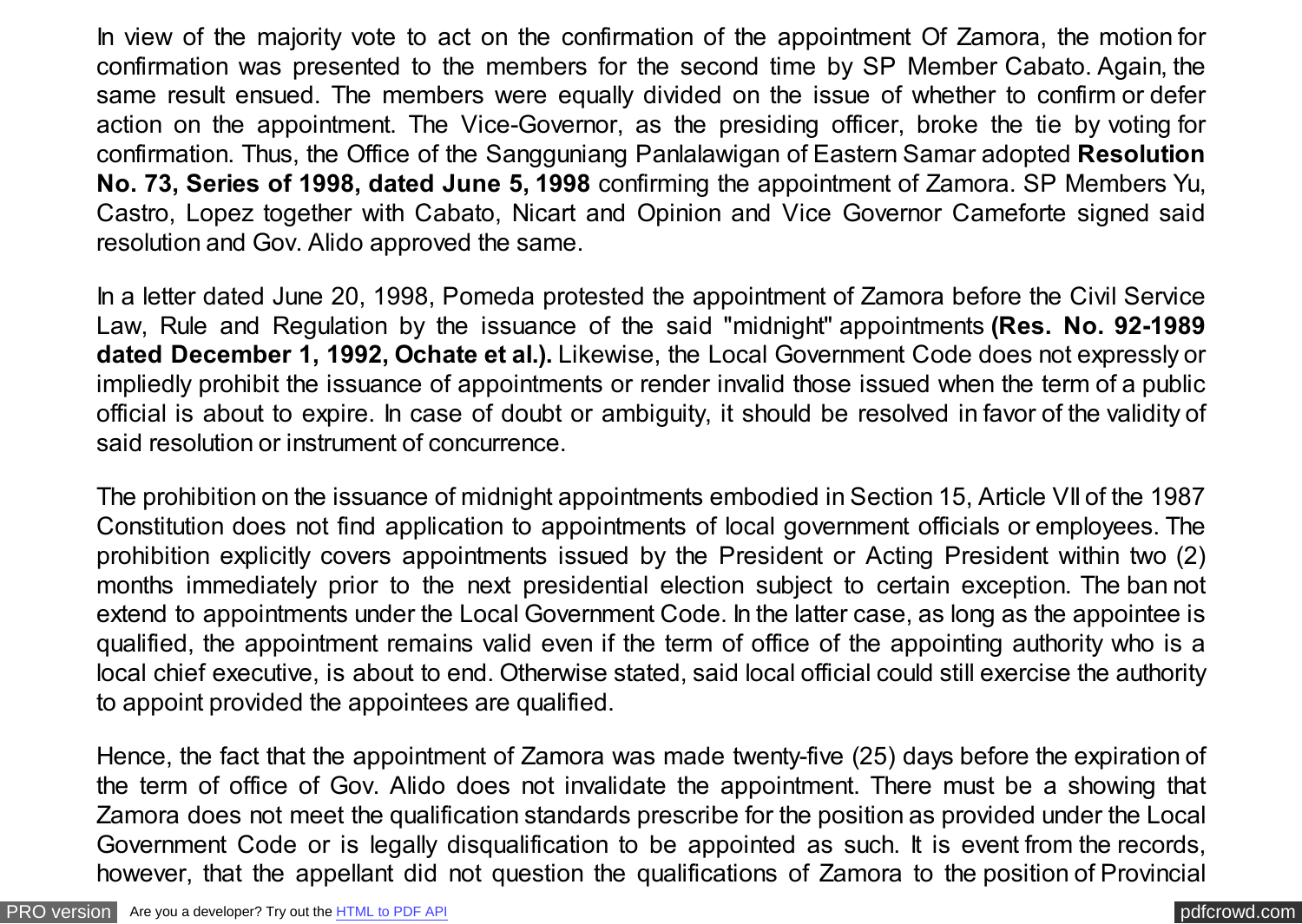In view of the majority vote to act on the confirmation of the appointment Of Zamora, the motion for confirmation was presented to the members for the second time by SP Member Cabato. Again, the same result ensued. The members were equally divided on the issue of whether to confirm or defer action on the appointment. The Vice-Governor, as the presiding officer, broke the tie by voting for confirmation. Thus, the Office of the Sangguniang Panlalawigan of Eastern Samar adopted **Resolution No. 73, Series of 1998, dated June 5, 1998** confirming the appointment of Zamora. SP Members Yu, Castro, Lopez together with Cabato, Nicart and Opinion and Vice Governor Cameforte signed said resolution and Gov. Alido approved the same.

In a letter dated June 20, 1998, Pomeda protested the appointment of Zamora before the Civil Service Law, Rule and Regulation by the issuance of the said "midnight" appointments **(Res. No. 92-1989 dated December 1, 1992, Ochate et al.).** Likewise, the Local Government Code does not expressly or impliedly prohibit the issuance of appointments or render invalid those issued when the term of a public official is about to expire. In case of doubt or ambiguity, it should be resolved in favor of the validity of said resolution or instrument of concurrence.

The prohibition on the issuance of midnight appointments embodied in Section 15, Article VII of the 1987 Constitution does not find application to appointments of local government officials or employees. The prohibition explicitly covers appointments issued by the President or Acting President within two (2) months immediately prior to the next presidential election subject to certain exception. The ban not extend to appointments under the Local Government Code. In the latter case, as long as the appointee is qualified, the appointment remains valid even if the term of office of the appointing authority who is a local chief executive, is about to end. Otherwise stated, said local official could still exercise the authority to appoint provided the appointees are qualified.

Hence, the fact that the appointment of Zamora was made twenty-five (25) days before the expiration of the term of office of Gov. Alido does not invalidate the appointment. There must be a showing that Zamora does not meet the qualification standards prescribe for the position as provided under the Local Government Code or is legally disqualification to be appointed as such. It is event from the records, however, that the appellant did not question the qualifications of Zamora to the position of Provincial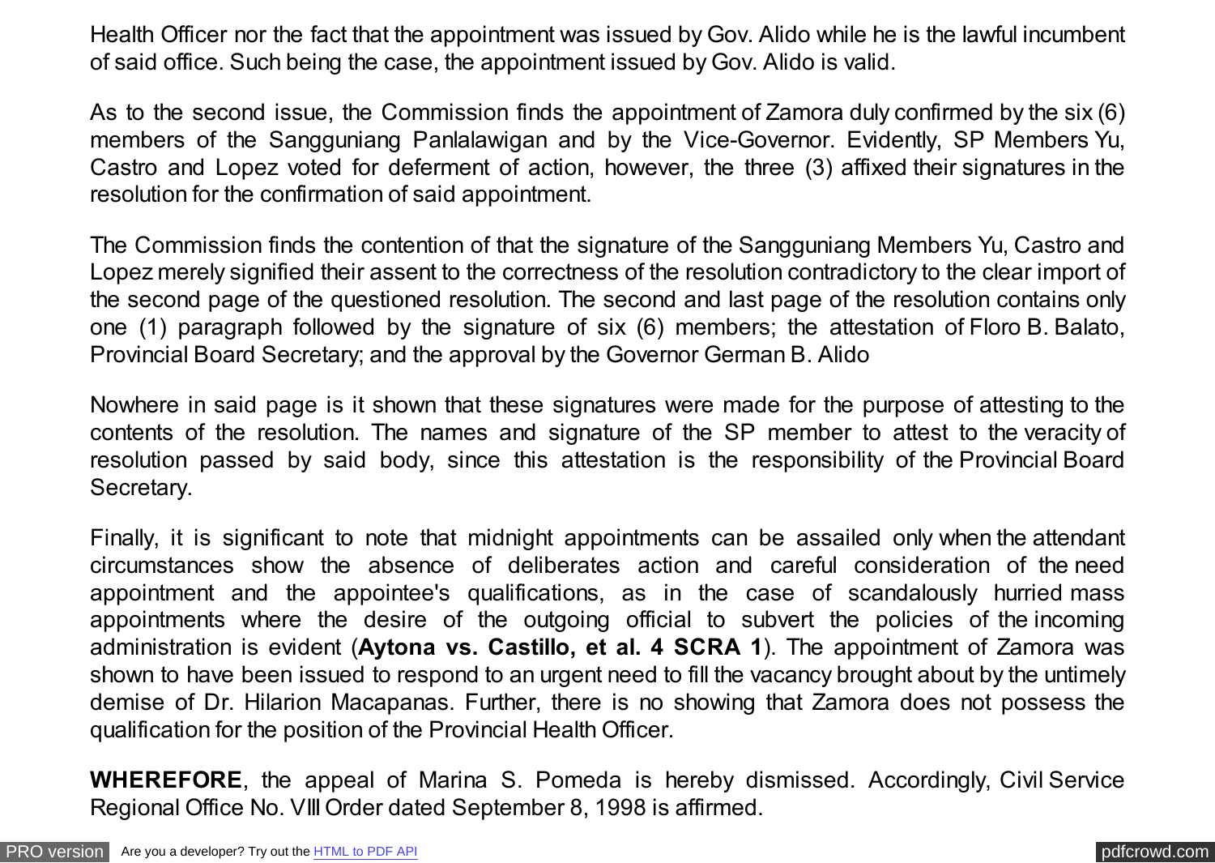Health Officer nor the fact that the appointment was issued by Gov. Alido while he is the lawful incumbent of said office. Such being the case, the appointment issued by Gov. Alido is valid.

As to the second issue, the Commission finds the appointment of Zamora duly confirmed by the six (6) members of the Sangguniang Panlalawigan and by the Vice-Governor. Evidently, SP Members Yu, Castro and Lopez voted for deferment of action, however, the three (3) affixed their signatures in the resolution for the confirmation of said appointment.

The Commission finds the contention of that the signature of the Sangguniang Members Yu, Castro and Lopez merely signified their assent to the correctness of the resolution contradictory to the clear import of the second page of the questioned resolution. The second and last page of the resolution contains only one (1) paragraph followed by the signature of six (6) members; the attestation of Floro B. Balato, Provincial Board Secretary; and the approval by the Governor German B. Alido

Nowhere in said page is it shown that these signatures were made for the purpose of attesting to the contents of the resolution. The names and signature of the SP member to attest to the veracity of resolution passed by said body, since this attestation is the responsibility of the Provincial Board Secretary.

Finally, it is significant to note that midnight appointments can be assailed only when the attendant circumstances show the absence of deliberates action and careful consideration of the need appointment and the appointee's qualifications, as in the case of scandalously hurried mass appointments where the desire of the outgoing official to subvert the policies of the incoming administration is evident (**Aytona vs. Castillo, et al. 4 SCRA 1**). The appointment of Zamora was shown to have been issued to respond to an urgent need to fill the vacancy brought about by the untimely demise of Dr. Hilarion Macapanas. Further, there is no showing that Zamora does not possess the qualification for the position of the Provincial Health Officer.

**WHEREFORE**, the appeal of Marina S. Pomeda is hereby dismissed. Accordingly, Civil Service Regional Office No. VIII Order dated September 8, 1998 is affirmed.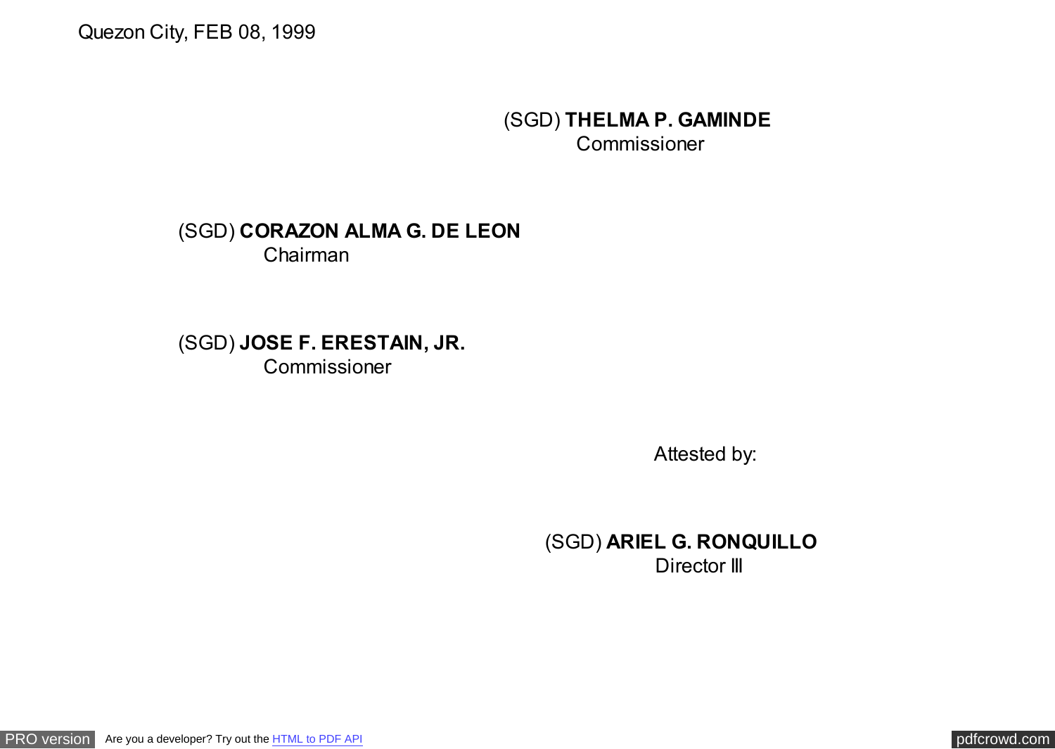Quezon City, FEB 08, 1999

(SGD) **THELMA P. GAMINDE**
Commissioner

(SGD) **CORAZON ALMA G. DE LEON**
Chairman

(SGD) **JOSE F. ERESTAIN, JR.**
Commissioner

Attested by:

(SGD) **ARIEL G. RONQUILLO**
Director III